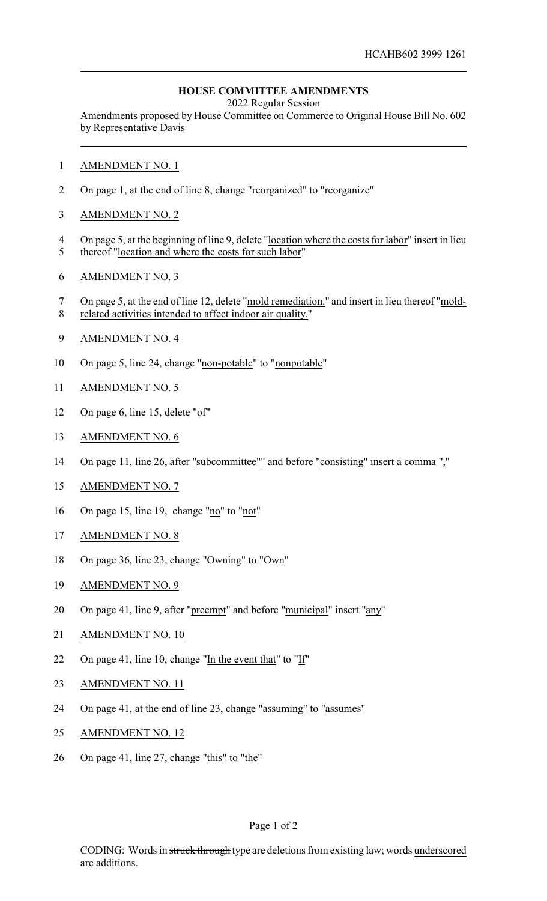HCAHB602 3999 1261

**HOUSE COMMITTEE AMENDMENTS**

2022 Regular Session

Amendments proposed by House Committee on Commerce to Original House Bill No. 602 by Representative Davis

AMENDMENT NO. 1

On page 1, at the end of line 8, change "reorganized" to "reorganize"

AMENDMENT NO. 2

On page 5, at the beginning of line 9, delete "location where the costs for labor" insert in lieu thereof "location and where the costs for such labor"

AMENDMENT NO. 3

On page 5, at the end of line 12, delete "mold remediation." and insert in lieu thereof "mold-related activities intended to affect indoor air quality."

AMENDMENT NO. 4

On page 5, line 24, change "non-potable" to "nonpotable"

AMENDMENT NO. 5

On page 6, line 15, delete "of"

AMENDMENT NO. 6

On page 11, line 26, after "subcommittee"" and before "consisting" insert a comma ","

AMENDMENT NO. 7

On page 15, line 19, change "no" to "not"

AMENDMENT NO. 8

On page 36, line 23, change "Owning" to "Own"

AMENDMENT NO. 9

On page 41, line 9, after "preempt" and before "municipal" insert "any"

AMENDMENT NO. 10

On page 41, line 10, change "In the event that" to "If"

AMENDMENT NO. 11

On page 41, at the end of line 23, change "assuming" to "assumes"

AMENDMENT NO. 12

On page 41, line 27, change "this" to "the"

CODING: Words in ~~struck through~~ type are deletions from existing law; words underscored are additions.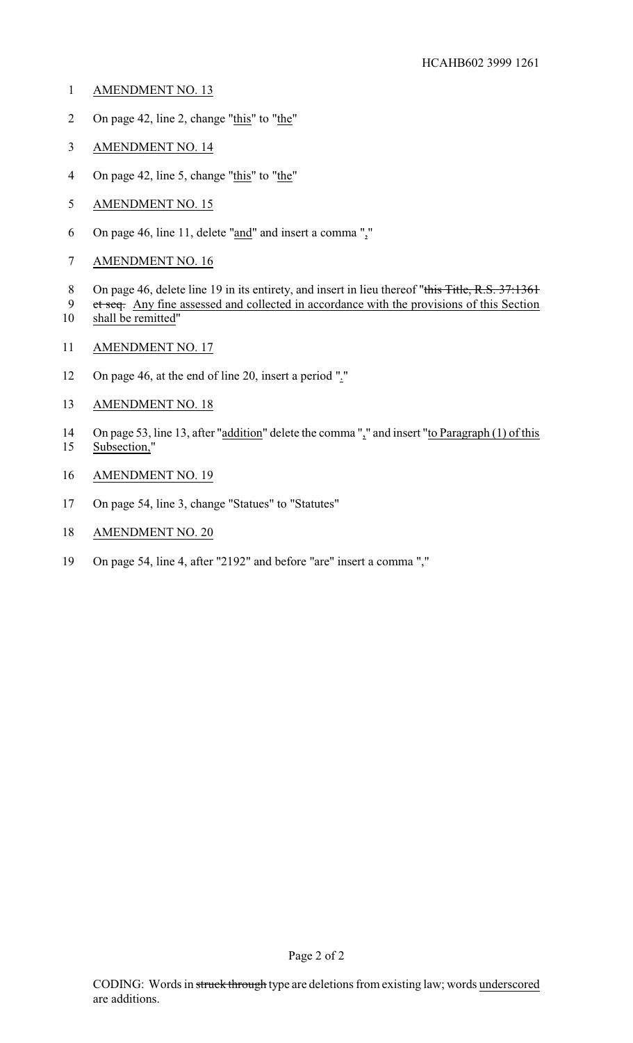AMENDMENT NO. 13

On page 42, line 2, change "this" to "the"

AMENDMENT NO. 14

On page 42, line 5, change "this" to "the"

AMENDMENT NO. 15

On page 46, line 11, delete "and" and insert a comma ","

AMENDMENT NO. 16

On page 46, delete line 19 in its entirety, and insert in lieu thereof "~~this Title, R.S. 37:1361 et seq.~~ Any fine assessed and collected in accordance with the provisions of this Section shall be remitted"

AMENDMENT NO. 17

On page 46, at the end of line 20, insert a period "."

AMENDMENT NO. 18

On page 53, line 13, after "addition" delete the comma "," and insert "to Paragraph (1) of this Subsection,"

AMENDMENT NO. 19

On page 54, line 3, change "Statues" to "Statutes"

AMENDMENT NO. 20

On page 54, line 4, after "2192" and before "are" insert a comma ","

CODING: Words in ~~struck through~~ type are deletions from existing law; words underscored are additions.